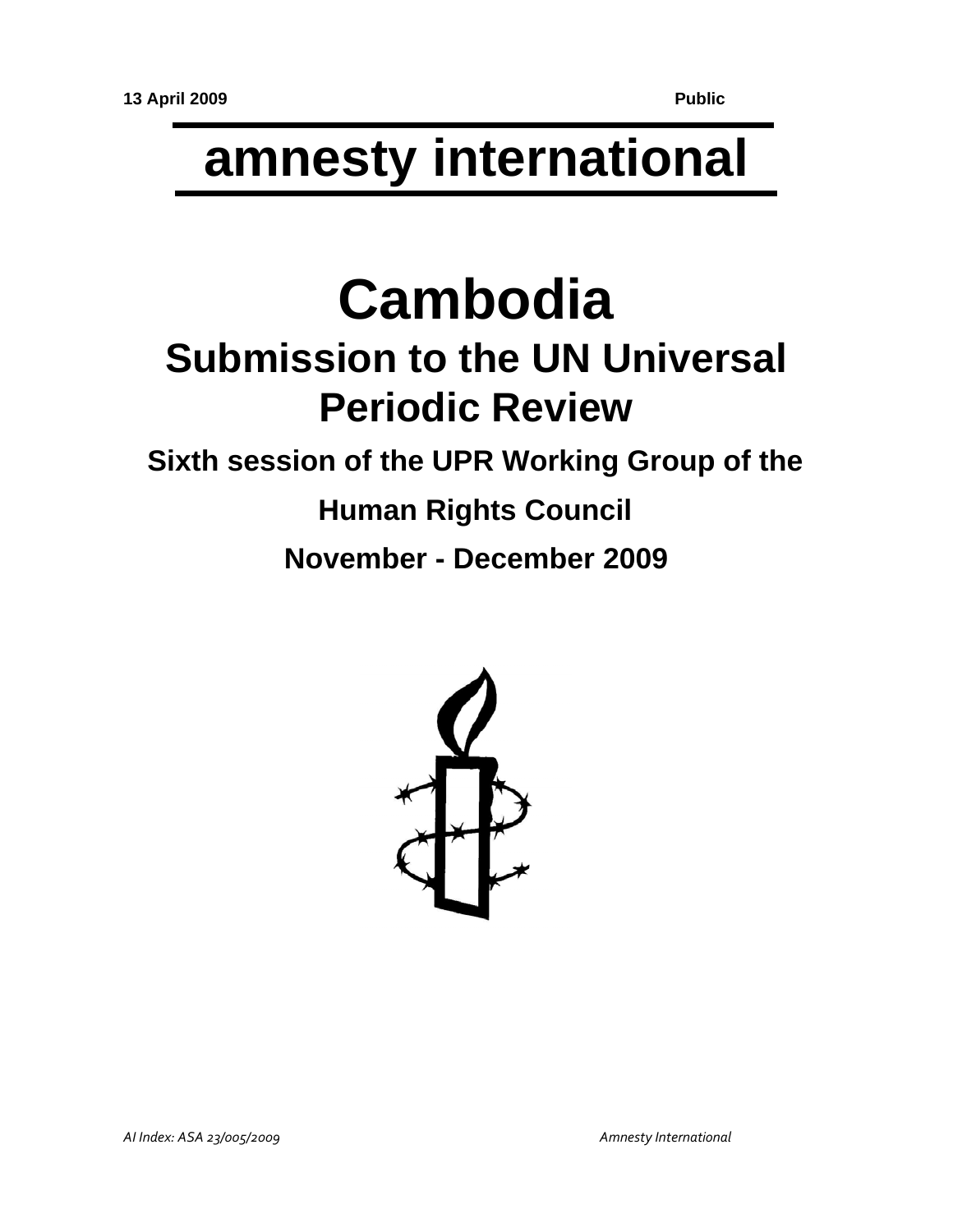13 April 2009 Public

# amnesty international

# Cambodia

## Submission to the UN Universal Periodic Review

### Sixth session of the UPR Working Group of the Human Rights Council

### November - December 2009

*AI Index: ASA 23/005/2009* *Amnesty International*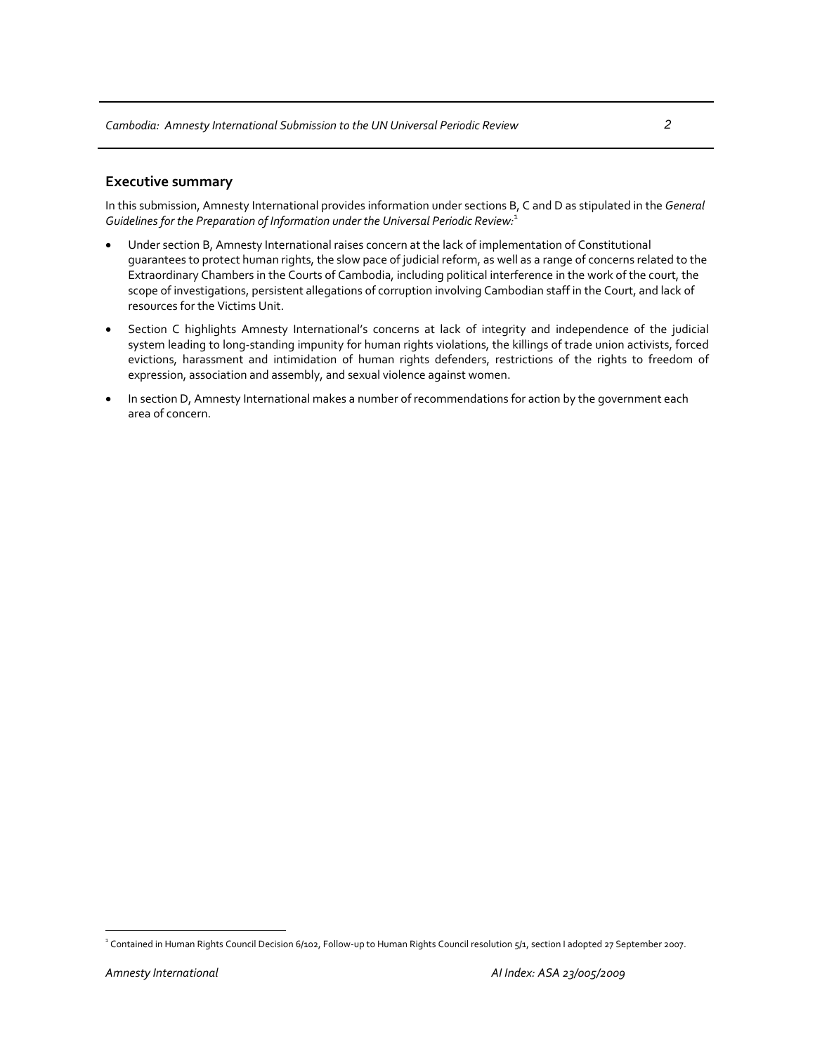## Executive summary

In this submission, Amnesty International provides information under sections B, C and D as stipulated in the *General Guidelines for the Preparation of Information under the Universal Periodic Review:*[1]

- Under section B, Amnesty International raises concern at the lack of implementation of Constitutional guarantees to protect human rights, the slow pace of judicial reform, as well as a range of concerns related to the Extraordinary Chambers in the Courts of Cambodia, including political interference in the work of the court, the scope of investigations, persistent allegations of corruption involving Cambodian staff in the Court, and lack of resources for the Victims Unit.
- Section C highlights Amnesty International's concerns at lack of integrity and independence of the judicial system leading to long-standing impunity for human rights violations, the killings of trade union activists, forced evictions, harassment and intimidation of human rights defenders, restrictions of the rights to freedom of expression, association and assembly, and sexual violence against women.
- In section D, Amnesty International makes a number of recommendations for action by the government each area of concern.

[1] Contained in Human Rights Council Decision 6/102, Follow-up to Human Rights Council resolution 5/1, section I adopted 27 September 2007.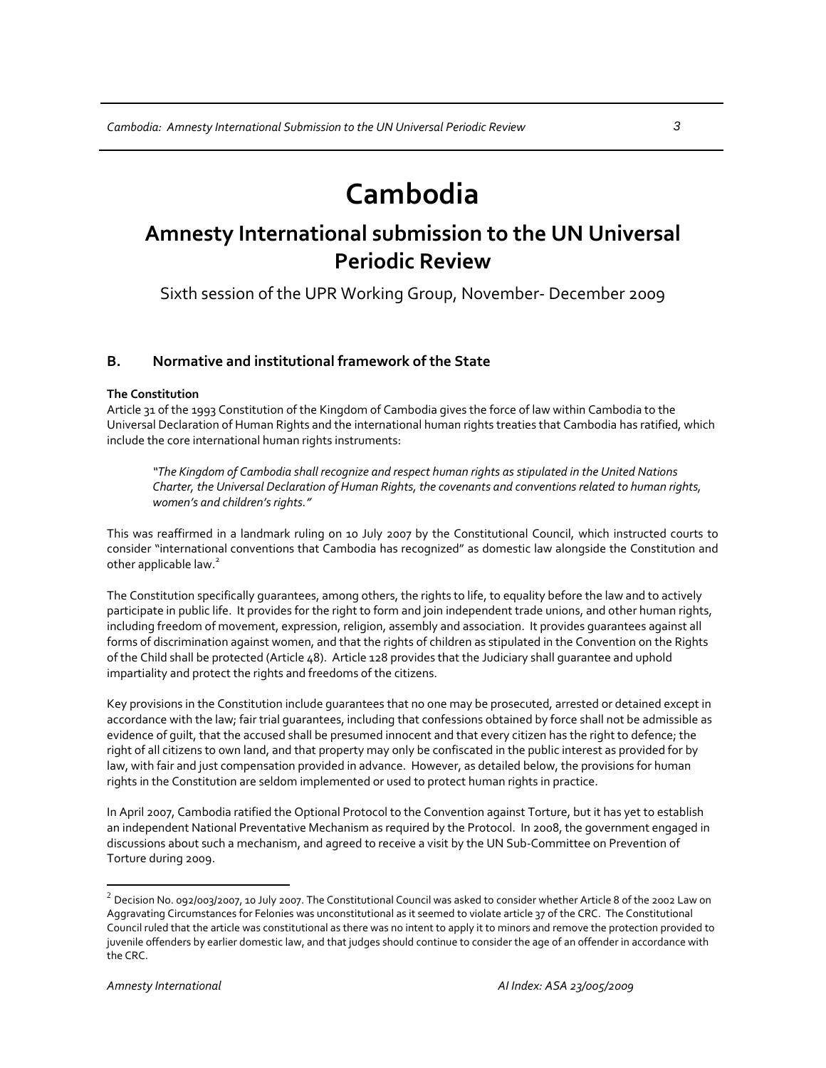# Cambodia

## Amnesty International submission to the UN Universal Periodic Review

Sixth session of the UPR Working Group, November- December 2009

### B. Normative and institutional framework of the State

**The Constitution**

Article 31 of the 1993 Constitution of the Kingdom of Cambodia gives the force of law within Cambodia to the Universal Declaration of Human Rights and the international human rights treaties that Cambodia has ratified, which include the core international human rights instruments:

> *"The Kingdom of Cambodia shall recognize and respect human rights as stipulated in the United Nations Charter, the Universal Declaration of Human Rights, the covenants and conventions related to human rights, women's and children's rights."*

This was reaffirmed in a landmark ruling on 10 July 2007 by the Constitutional Council, which instructed courts to consider "international conventions that Cambodia has recognized" as domestic law alongside the Constitution and other applicable law.[2]

The Constitution specifically guarantees, among others, the rights to life, to equality before the law and to actively participate in public life. It provides for the right to form and join independent trade unions, and other human rights, including freedom of movement, expression, religion, assembly and association. It provides guarantees against all forms of discrimination against women, and that the rights of children as stipulated in the Convention on the Rights of the Child shall be protected (Article 48). Article 128 provides that the Judiciary shall guarantee and uphold impartiality and protect the rights and freedoms of the citizens.

Key provisions in the Constitution include guarantees that no one may be prosecuted, arrested or detained except in accordance with the law; fair trial guarantees, including that confessions obtained by force shall not be admissible as evidence of guilt, that the accused shall be presumed innocent and that every citizen has the right to defence; the right of all citizens to own land, and that property may only be confiscated in the public interest as provided for by law, with fair and just compensation provided in advance. However, as detailed below, the provisions for human rights in the Constitution are seldom implemented or used to protect human rights in practice.

In April 2007, Cambodia ratified the Optional Protocol to the Convention against Torture, but it has yet to establish an independent National Preventative Mechanism as required by the Protocol. In 2008, the government engaged in discussions about such a mechanism, and agreed to receive a visit by the UN Sub-Committee on Prevention of Torture during 2009.

---

[2] Decision No. 092/003/2007, 10 July 2007. The Constitutional Council was asked to consider whether Article 8 of the 2002 Law on Aggravating Circumstances for Felonies was unconstitutional as it seemed to violate article 37 of the CRC. The Constitutional Council ruled that the article was constitutional as there was no intent to apply it to minors and remove the protection provided to juvenile offenders by earlier domestic law, and that judges should continue to consider the age of an offender in accordance with the CRC.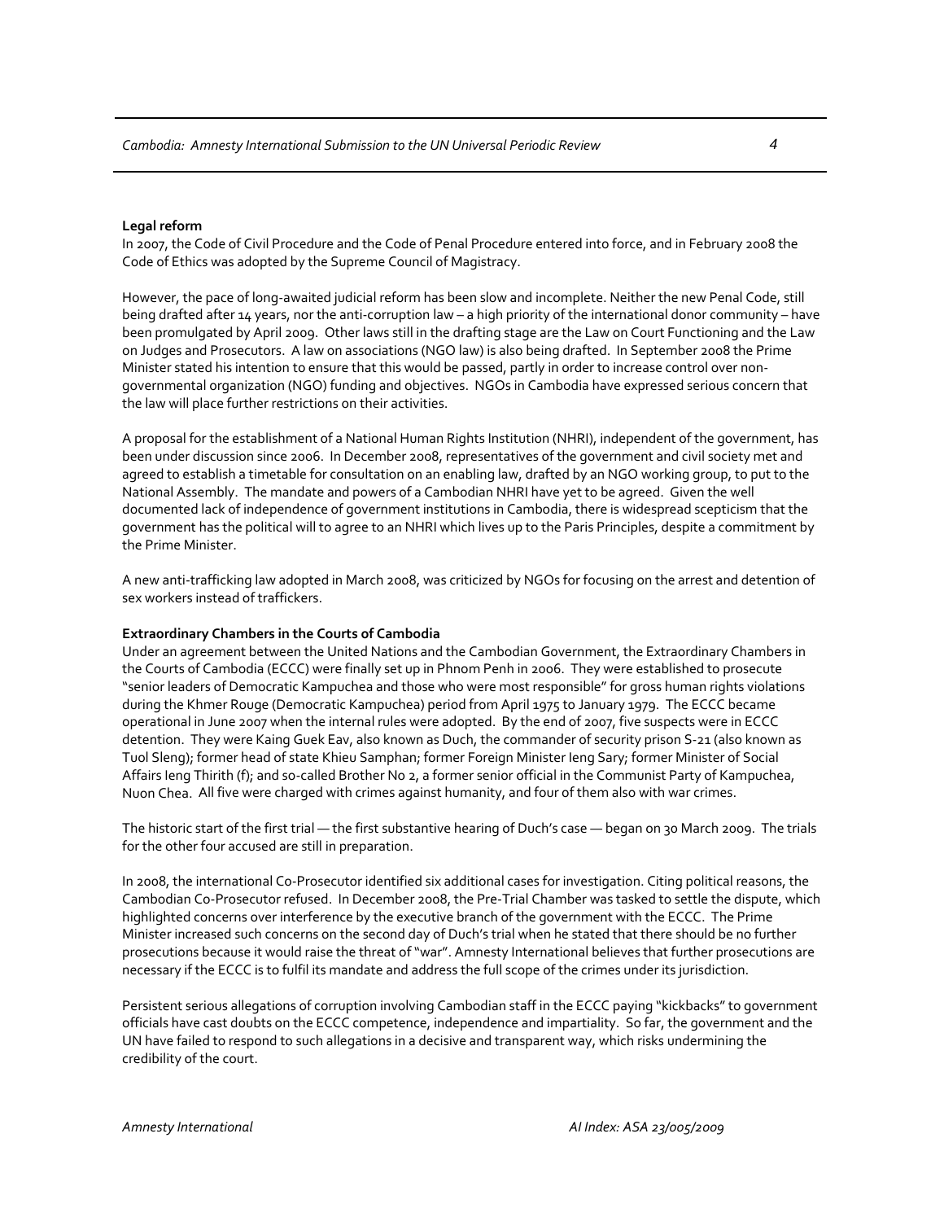**Legal reform**

In 2007, the Code of Civil Procedure and the Code of Penal Procedure entered into force, and in February 2008 the Code of Ethics was adopted by the Supreme Council of Magistracy.

However, the pace of long-awaited judicial reform has been slow and incomplete. Neither the new Penal Code, still being drafted after 14 years, nor the anti-corruption law – a high priority of the international donor community – have been promulgated by April 2009. Other laws still in the drafting stage are the Law on Court Functioning and the Law on Judges and Prosecutors. A law on associations (NGO law) is also being drafted. In September 2008 the Prime Minister stated his intention to ensure that this would be passed, partly in order to increase control over non-governmental organization (NGO) funding and objectives. NGOs in Cambodia have expressed serious concern that the law will place further restrictions on their activities.

A proposal for the establishment of a National Human Rights Institution (NHRI), independent of the government, has been under discussion since 2006. In December 2008, representatives of the government and civil society met and agreed to establish a timetable for consultation on an enabling law, drafted by an NGO working group, to put to the National Assembly. The mandate and powers of a Cambodian NHRI have yet to be agreed. Given the well documented lack of independence of government institutions in Cambodia, there is widespread scepticism that the government has the political will to agree to an NHRI which lives up to the Paris Principles, despite a commitment by the Prime Minister.

A new anti-trafficking law adopted in March 2008, was criticized by NGOs for focusing on the arrest and detention of sex workers instead of traffickers.

**Extraordinary Chambers in the Courts of Cambodia**

Under an agreement between the United Nations and the Cambodian Government, the Extraordinary Chambers in the Courts of Cambodia (ECCC) were finally set up in Phnom Penh in 2006. They were established to prosecute "senior leaders of Democratic Kampuchea and those who were most responsible" for gross human rights violations during the Khmer Rouge (Democratic Kampuchea) period from April 1975 to January 1979. The ECCC became operational in June 2007 when the internal rules were adopted. By the end of 2007, five suspects were in ECCC detention. They were Kaing Guek Eav, also known as Duch, the commander of security prison S-21 (also known as Tuol Sleng); former head of state Khieu Samphan; former Foreign Minister Ieng Sary; former Minister of Social Affairs Ieng Thirith (f); and so-called Brother No 2, a former senior official in the Communist Party of Kampuchea, Nuon Chea. All five were charged with crimes against humanity, and four of them also with war crimes.

The historic start of the first trial — the first substantive hearing of Duch's case — began on 30 March 2009. The trials for the other four accused are still in preparation.

In 2008, the international Co-Prosecutor identified six additional cases for investigation. Citing political reasons, the Cambodian Co-Prosecutor refused. In December 2008, the Pre-Trial Chamber was tasked to settle the dispute, which highlighted concerns over interference by the executive branch of the government with the ECCC. The Prime Minister increased such concerns on the second day of Duch's trial when he stated that there should be no further prosecutions because it would raise the threat of "war". Amnesty International believes that further prosecutions are necessary if the ECCC is to fulfil its mandate and address the full scope of the crimes under its jurisdiction.

Persistent serious allegations of corruption involving Cambodian staff in the ECCC paying "kickbacks" to government officials have cast doubts on the ECCC competence, independence and impartiality. So far, the government and the UN have failed to respond to such allegations in a decisive and transparent way, which risks undermining the credibility of the court.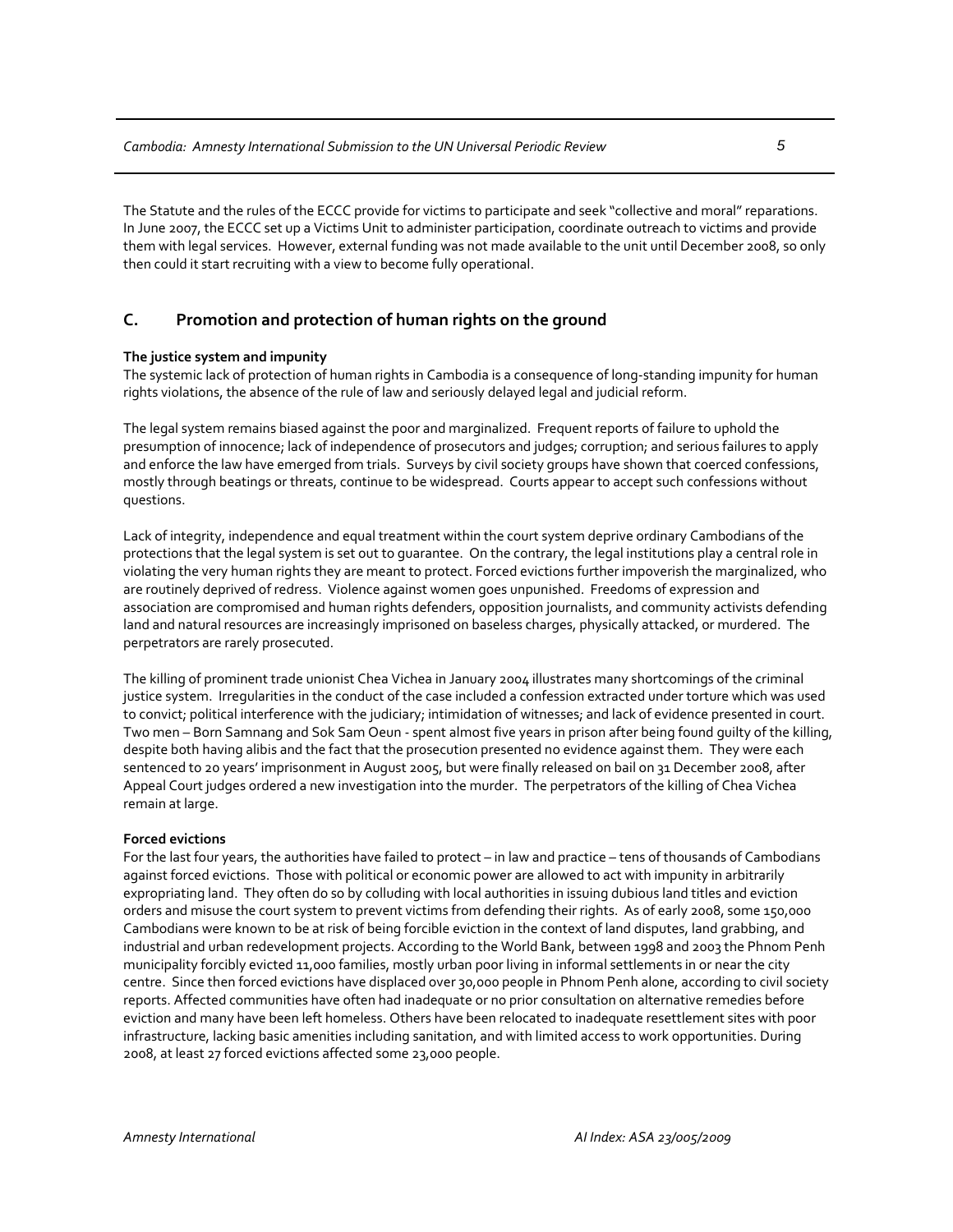The Statute and the rules of the ECCC provide for victims to participate and seek "collective and moral" reparations. In June 2007, the ECCC set up a Victims Unit to administer participation, coordinate outreach to victims and provide them with legal services. However, external funding was not made available to the unit until December 2008, so only then could it start recruiting with a view to become fully operational.

## C. Promotion and protection of human rights on the ground

**The justice system and impunity**

The systemic lack of protection of human rights in Cambodia is a consequence of long-standing impunity for human rights violations, the absence of the rule of law and seriously delayed legal and judicial reform.

The legal system remains biased against the poor and marginalized. Frequent reports of failure to uphold the presumption of innocence; lack of independence of prosecutors and judges; corruption; and serious failures to apply and enforce the law have emerged from trials. Surveys by civil society groups have shown that coerced confessions, mostly through beatings or threats, continue to be widespread. Courts appear to accept such confessions without questions.

Lack of integrity, independence and equal treatment within the court system deprive ordinary Cambodians of the protections that the legal system is set out to guarantee. On the contrary, the legal institutions play a central role in violating the very human rights they are meant to protect. Forced evictions further impoverish the marginalized, who are routinely deprived of redress. Violence against women goes unpunished. Freedoms of expression and association are compromised and human rights defenders, opposition journalists, and community activists defending land and natural resources are increasingly imprisoned on baseless charges, physically attacked, or murdered. The perpetrators are rarely prosecuted.

The killing of prominent trade unionist Chea Vichea in January 2004 illustrates many shortcomings of the criminal justice system. Irregularities in the conduct of the case included a confession extracted under torture which was used to convict; political interference with the judiciary; intimidation of witnesses; and lack of evidence presented in court. Two men – Born Samnang and Sok Sam Oeun - spent almost five years in prison after being found guilty of the killing, despite both having alibis and the fact that the prosecution presented no evidence against them. They were each sentenced to 20 years' imprisonment in August 2005, but were finally released on bail on 31 December 2008, after Appeal Court judges ordered a new investigation into the murder. The perpetrators of the killing of Chea Vichea remain at large.

**Forced evictions**

For the last four years, the authorities have failed to protect – in law and practice – tens of thousands of Cambodians against forced evictions. Those with political or economic power are allowed to act with impunity in arbitrarily expropriating land. They often do so by colluding with local authorities in issuing dubious land titles and eviction orders and misuse the court system to prevent victims from defending their rights. As of early 2008, some 150,000 Cambodians were known to be at risk of being forcible eviction in the context of land disputes, land grabbing, and industrial and urban redevelopment projects. According to the World Bank, between 1998 and 2003 the Phnom Penh municipality forcibly evicted 11,000 families, mostly urban poor living in informal settlements in or near the city centre. Since then forced evictions have displaced over 30,000 people in Phnom Penh alone, according to civil society reports. Affected communities have often had inadequate or no prior consultation on alternative remedies before eviction and many have been left homeless. Others have been relocated to inadequate resettlement sites with poor infrastructure, lacking basic amenities including sanitation, and with limited access to work opportunities. During 2008, at least 27 forced evictions affected some 23,000 people.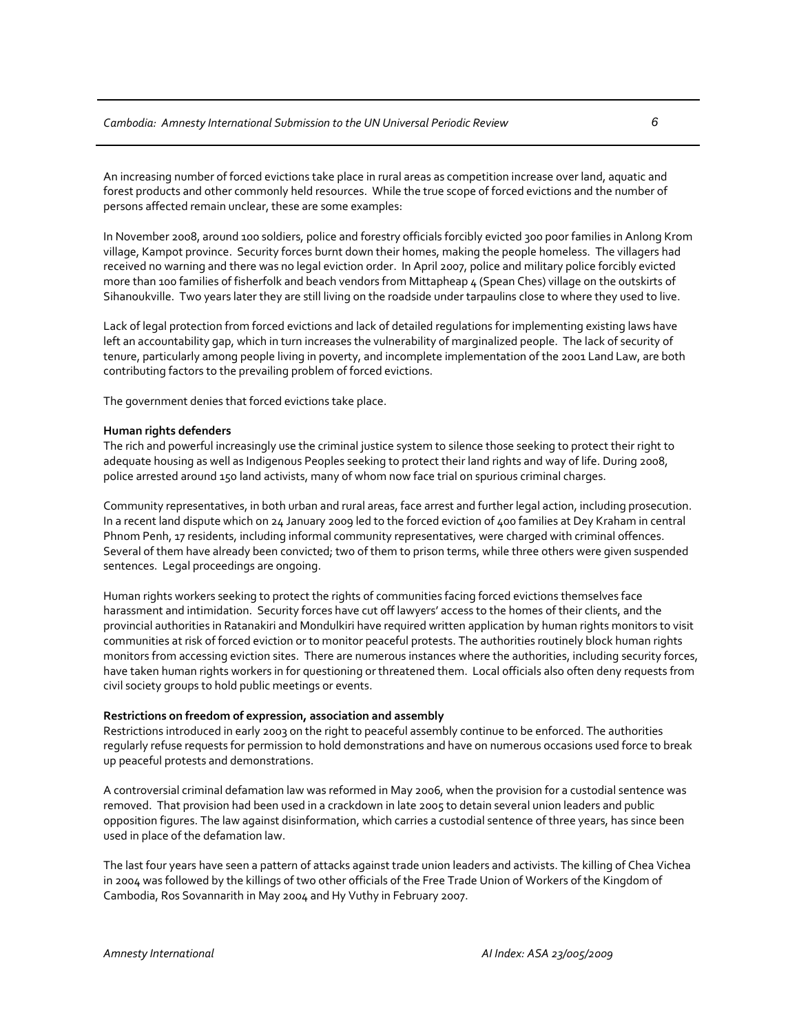An increasing number of forced evictions take place in rural areas as competition increase over land, aquatic and forest products and other commonly held resources. While the true scope of forced evictions and the number of persons affected remain unclear, these are some examples:

In November 2008, around 100 soldiers, police and forestry officials forcibly evicted 300 poor families in Anlong Krom village, Kampot province. Security forces burnt down their homes, making the people homeless. The villagers had received no warning and there was no legal eviction order. In April 2007, police and military police forcibly evicted more than 100 families of fisherfolk and beach vendors from Mittapheap 4 (Spean Ches) village on the outskirts of Sihanoukville. Two years later they are still living on the roadside under tarpaulins close to where they used to live.

Lack of legal protection from forced evictions and lack of detailed regulations for implementing existing laws have left an accountability gap, which in turn increases the vulnerability of marginalized people. The lack of security of tenure, particularly among people living in poverty, and incomplete implementation of the 2001 Land Law, are both contributing factors to the prevailing problem of forced evictions.

The government denies that forced evictions take place.

**Human rights defenders**

The rich and powerful increasingly use the criminal justice system to silence those seeking to protect their right to adequate housing as well as Indigenous Peoples seeking to protect their land rights and way of life. During 2008, police arrested around 150 land activists, many of whom now face trial on spurious criminal charges.

Community representatives, in both urban and rural areas, face arrest and further legal action, including prosecution. In a recent land dispute which on 24 January 2009 led to the forced eviction of 400 families at Dey Kraham in central Phnom Penh, 17 residents, including informal community representatives, were charged with criminal offences. Several of them have already been convicted; two of them to prison terms, while three others were given suspended sentences. Legal proceedings are ongoing.

Human rights workers seeking to protect the rights of communities facing forced evictions themselves face harassment and intimidation. Security forces have cut off lawyers' access to the homes of their clients, and the provincial authorities in Ratanakiri and Mondulkiri have required written application by human rights monitors to visit communities at risk of forced eviction or to monitor peaceful protests. The authorities routinely block human rights monitors from accessing eviction sites. There are numerous instances where the authorities, including security forces, have taken human rights workers in for questioning or threatened them. Local officials also often deny requests from civil society groups to hold public meetings or events.

**Restrictions on freedom of expression, association and assembly**

Restrictions introduced in early 2003 on the right to peaceful assembly continue to be enforced. The authorities regularly refuse requests for permission to hold demonstrations and have on numerous occasions used force to break up peaceful protests and demonstrations.

A controversial criminal defamation law was reformed in May 2006, when the provision for a custodial sentence was removed. That provision had been used in a crackdown in late 2005 to detain several union leaders and public opposition figures. The law against disinformation, which carries a custodial sentence of three years, has since been used in place of the defamation law.

The last four years have seen a pattern of attacks against trade union leaders and activists. The killing of Chea Vichea in 2004 was followed by the killings of two other officials of the Free Trade Union of Workers of the Kingdom of Cambodia, Ros Sovannarith in May 2004 and Hy Vuthy in February 2007.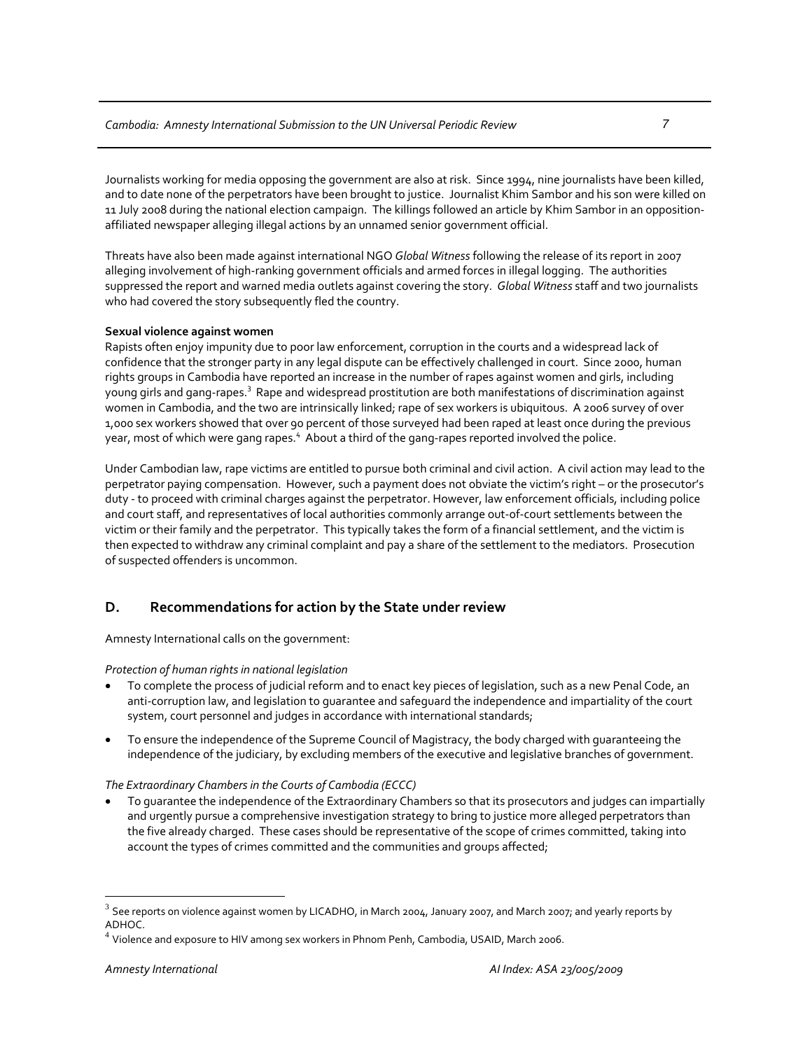Journalists working for media opposing the government are also at risk. Since 1994, nine journalists have been killed, and to date none of the perpetrators have been brought to justice. Journalist Khim Sambor and his son were killed on 11 July 2008 during the national election campaign. The killings followed an article by Khim Sambor in an opposition-affiliated newspaper alleging illegal actions by an unnamed senior government official.

Threats have also been made against international NGO *Global Witness* following the release of its report in 2007 alleging involvement of high-ranking government officials and armed forces in illegal logging. The authorities suppressed the report and warned media outlets against covering the story. *Global Witness* staff and two journalists who had covered the story subsequently fled the country.

**Sexual violence against women**

Rapists often enjoy impunity due to poor law enforcement, corruption in the courts and a widespread lack of confidence that the stronger party in any legal dispute can be effectively challenged in court. Since 2000, human rights groups in Cambodia have reported an increase in the number of rapes against women and girls, including young girls and gang-rapes.[3] Rape and widespread prostitution are both manifestations of discrimination against women in Cambodia, and the two are intrinsically linked; rape of sex workers is ubiquitous. A 2006 survey of over 1,000 sex workers showed that over 90 percent of those surveyed had been raped at least once during the previous year, most of which were gang rapes.[4] About a third of the gang-rapes reported involved the police.

Under Cambodian law, rape victims are entitled to pursue both criminal and civil action. A civil action may lead to the perpetrator paying compensation. However, such a payment does not obviate the victim's right – or the prosecutor's duty - to proceed with criminal charges against the perpetrator. However, law enforcement officials, including police and court staff, and representatives of local authorities commonly arrange out-of-court settlements between the victim or their family and the perpetrator. This typically takes the form of a financial settlement, and the victim is then expected to withdraw any criminal complaint and pay a share of the settlement to the mediators. Prosecution of suspected offenders is uncommon.

## D. Recommendations for action by the State under review

Amnesty International calls on the government:

*Protection of human rights in national legislation*

- To complete the process of judicial reform and to enact key pieces of legislation, such as a new Penal Code, an anti-corruption law, and legislation to guarantee and safeguard the independence and impartiality of the court system, court personnel and judges in accordance with international standards;
- To ensure the independence of the Supreme Council of Magistracy, the body charged with guaranteeing the independence of the judiciary, by excluding members of the executive and legislative branches of government.

*The Extraordinary Chambers in the Courts of Cambodia (ECCC)*

- To guarantee the independence of the Extraordinary Chambers so that its prosecutors and judges can impartially and urgently pursue a comprehensive investigation strategy to bring to justice more alleged perpetrators than the five already charged. These cases should be representative of the scope of crimes committed, taking into account the types of crimes committed and the communities and groups affected;

---

[3] See reports on violence against women by LICADHO, in March 2004, January 2007, and March 2007; and yearly reports by ADHOC.

[4] Violence and exposure to HIV among sex workers in Phnom Penh, Cambodia, USAID, March 2006.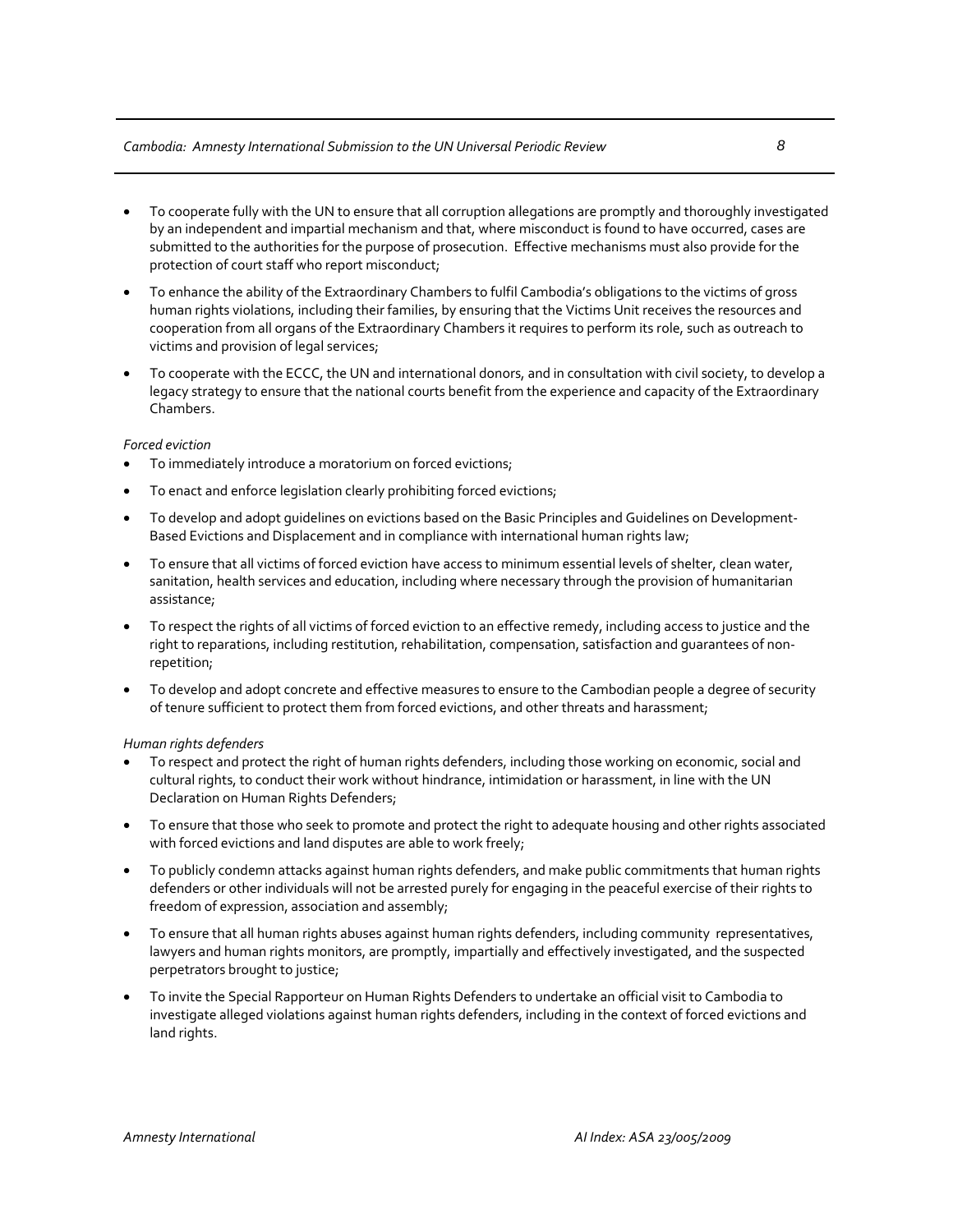- To cooperate fully with the UN to ensure that all corruption allegations are promptly and thoroughly investigated by an independent and impartial mechanism and that, where misconduct is found to have occurred, cases are submitted to the authorities for the purpose of prosecution. Effective mechanisms must also provide for the protection of court staff who report misconduct;
- To enhance the ability of the Extraordinary Chambers to fulfil Cambodia's obligations to the victims of gross human rights violations, including their families, by ensuring that the Victims Unit receives the resources and cooperation from all organs of the Extraordinary Chambers it requires to perform its role, such as outreach to victims and provision of legal services;
- To cooperate with the ECCC, the UN and international donors, and in consultation with civil society, to develop a legacy strategy to ensure that the national courts benefit from the experience and capacity of the Extraordinary Chambers.

*Forced eviction*

- To immediately introduce a moratorium on forced evictions;
- To enact and enforce legislation clearly prohibiting forced evictions;
- To develop and adopt guidelines on evictions based on the Basic Principles and Guidelines on Development-Based Evictions and Displacement and in compliance with international human rights law;
- To ensure that all victims of forced eviction have access to minimum essential levels of shelter, clean water, sanitation, health services and education, including where necessary through the provision of humanitarian assistance;
- To respect the rights of all victims of forced eviction to an effective remedy, including access to justice and the right to reparations, including restitution, rehabilitation, compensation, satisfaction and guarantees of non-repetition;
- To develop and adopt concrete and effective measures to ensure to the Cambodian people a degree of security of tenure sufficient to protect them from forced evictions, and other threats and harassment;

*Human rights defenders*

- To respect and protect the right of human rights defenders, including those working on economic, social and cultural rights, to conduct their work without hindrance, intimidation or harassment, in line with the UN Declaration on Human Rights Defenders;
- To ensure that those who seek to promote and protect the right to adequate housing and other rights associated with forced evictions and land disputes are able to work freely;
- To publicly condemn attacks against human rights defenders, and make public commitments that human rights defenders or other individuals will not be arrested purely for engaging in the peaceful exercise of their rights to freedom of expression, association and assembly;
- To ensure that all human rights abuses against human rights defenders, including community representatives, lawyers and human rights monitors, are promptly, impartially and effectively investigated, and the suspected perpetrators brought to justice;
- To invite the Special Rapporteur on Human Rights Defenders to undertake an official visit to Cambodia to investigate alleged violations against human rights defenders, including in the context of forced evictions and land rights.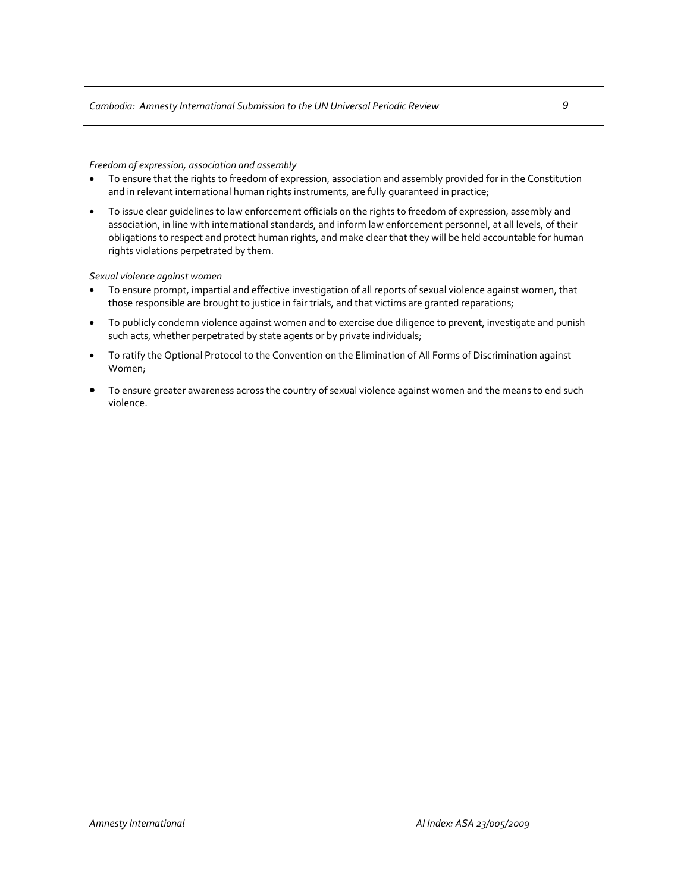*Freedom of expression, association and assembly*

- To ensure that the rights to freedom of expression, association and assembly provided for in the Constitution and in relevant international human rights instruments, are fully guaranteed in practice;
- To issue clear guidelines to law enforcement officials on the rights to freedom of expression, assembly and association, in line with international standards, and inform law enforcement personnel, at all levels, of their obligations to respect and protect human rights, and make clear that they will be held accountable for human rights violations perpetrated by them.

*Sexual violence against women*

- To ensure prompt, impartial and effective investigation of all reports of sexual violence against women, that those responsible are brought to justice in fair trials, and that victims are granted reparations;
- To publicly condemn violence against women and to exercise due diligence to prevent, investigate and punish such acts, whether perpetrated by state agents or by private individuals;
- To ratify the Optional Protocol to the Convention on the Elimination of All Forms of Discrimination against Women;
- To ensure greater awareness across the country of sexual violence against women and the means to end such violence.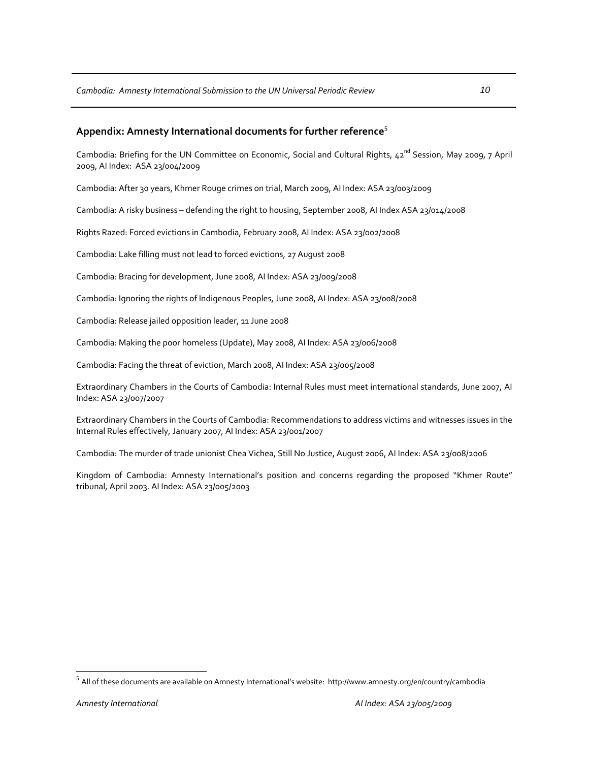## Appendix: Amnesty International documents for further reference[5]

Cambodia: Briefing for the UN Committee on Economic, Social and Cultural Rights, 42nd Session, May 2009, 7 April 2009, AI Index: ASA 23/004/2009

Cambodia: After 30 years, Khmer Rouge crimes on trial, March 2009, AI Index: ASA 23/003/2009

Cambodia: A risky business – defending the right to housing, September 2008, AI Index ASA 23/014/2008

Rights Razed: Forced evictions in Cambodia, February 2008, AI Index: ASA 23/002/2008

Cambodia: Lake filling must not lead to forced evictions, 27 August 2008

Cambodia: Bracing for development, June 2008, AI Index: ASA 23/009/2008

Cambodia: Ignoring the rights of Indigenous Peoples, June 2008, AI Index: ASA 23/008/2008

Cambodia: Release jailed opposition leader, 11 June 2008

Cambodia: Making the poor homeless (Update), May 2008, AI Index: ASA 23/006/2008

Cambodia: Facing the threat of eviction, March 2008, AI Index: ASA 23/005/2008

Extraordinary Chambers in the Courts of Cambodia: Internal Rules must meet international standards, June 2007, AI Index: ASA 23/007/2007

Extraordinary Chambers in the Courts of Cambodia: Recommendations to address victims and witnesses issues in the Internal Rules effectively, January 2007, AI Index: ASA 23/001/2007

Cambodia: The murder of trade unionist Chea Vichea, Still No Justice, August 2006, AI Index: ASA 23/008/2006

Kingdom of Cambodia: Amnesty International's position and concerns regarding the proposed "Khmer Route" tribunal, April 2003. AI Index: ASA 23/005/2003

---

[5] All of these documents are available on Amnesty International's website: http://www.amnesty.org/en/country/cambodia